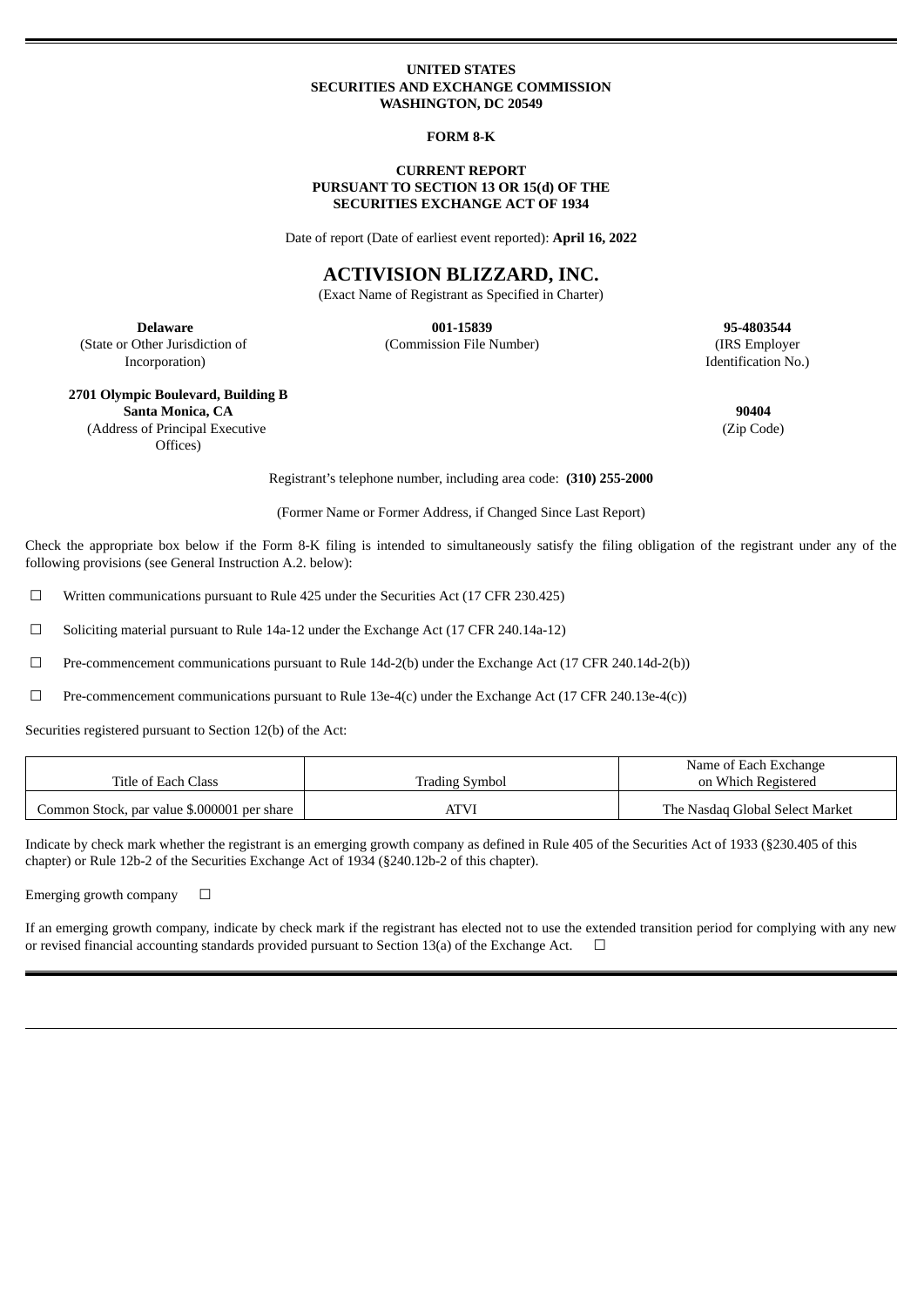**UNITED STATES**
**SECURITIES AND EXCHANGE COMMISSION**
**WASHINGTON, DC 20549**

**FORM 8-K**

**CURRENT REPORT**
**PURSUANT TO SECTION 13 OR 15(d) OF THE**
**SECURITIES EXCHANGE ACT OF 1934**

Date of report (Date of earliest event reported): **April 16, 2022**

# ACTIVISION BLIZZARD, INC.

(Exact Name of Registrant as Specified in Charter)

| **Delaware** | **001-15839** | **95-4803544** |
|---|---|---|
| (State or Other Jurisdiction of Incorporation) | (Commission File Number) | (IRS Employer Identification No.) |

| **2701 Olympic Boulevard, Building B Santa Monica, CA** | **90404** |
|---|---|
| (Address of Principal Executive Offices) | (Zip Code) |

Registrant's telephone number, including area code: **(310) 255-2000**

(Former Name or Former Address, if Changed Since Last Report)

Check the appropriate box below if the Form 8-K filing is intended to simultaneously satisfy the filing obligation of the registrant under any of the following provisions (see General Instruction A.2. below):

☐ Written communications pursuant to Rule 425 under the Securities Act (17 CFR 230.425)

☐ Soliciting material pursuant to Rule 14a-12 under the Exchange Act (17 CFR 240.14a-12)

☐ Pre-commencement communications pursuant to Rule 14d-2(b) under the Exchange Act (17 CFR 240.14d-2(b))

☐ Pre-commencement communications pursuant to Rule 13e-4(c) under the Exchange Act (17 CFR 240.13e-4(c))

Securities registered pursuant to Section 12(b) of the Act:

| Title of Each Class | Trading Symbol | Name of Each Exchange on Which Registered |
|---|---|---|
| Common Stock, par value $.000001 per share | ATVI | The Nasdaq Global Select Market |

Indicate by check mark whether the registrant is an emerging growth company as defined in Rule 405 of the Securities Act of 1933 (§230.405 of this chapter) or Rule 12b-2 of the Securities Exchange Act of 1934 (§240.12b-2 of this chapter).

Emerging growth company ☐

If an emerging growth company, indicate by check mark if the registrant has elected not to use the extended transition period for complying with any new or revised financial accounting standards provided pursuant to Section 13(a) of the Exchange Act. ☐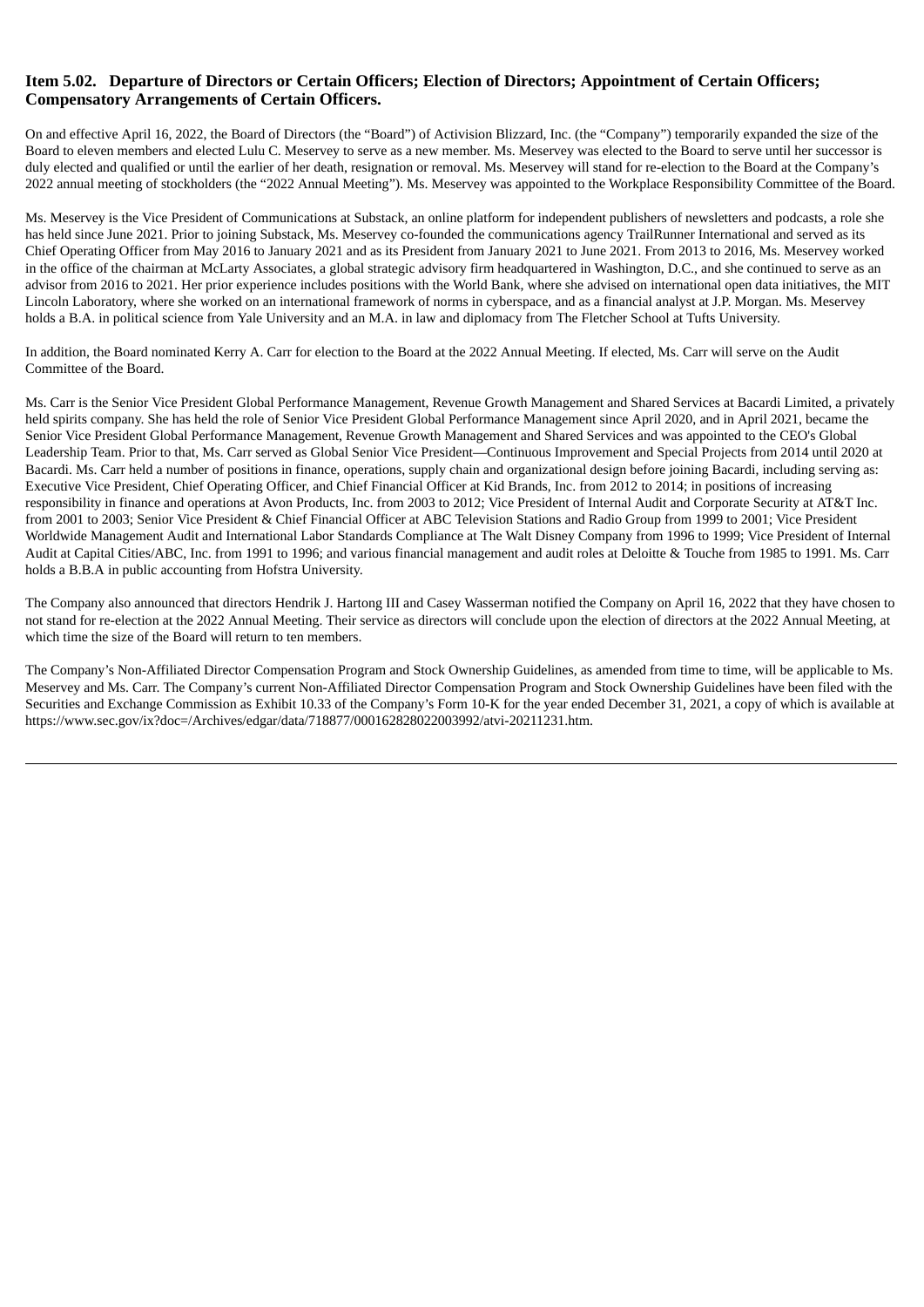## Item 5.02. Departure of Directors or Certain Officers; Election of Directors; Appointment of Certain Officers; Compensatory Arrangements of Certain Officers.

On and effective April 16, 2022, the Board of Directors (the "Board") of Activision Blizzard, Inc. (the "Company") temporarily expanded the size of the Board to eleven members and elected Lulu C. Meservey to serve as a new member. Ms. Meservey was elected to the Board to serve until her successor is duly elected and qualified or until the earlier of her death, resignation or removal. Ms. Meservey will stand for re-election to the Board at the Company's 2022 annual meeting of stockholders (the "2022 Annual Meeting"). Ms. Meservey was appointed to the Workplace Responsibility Committee of the Board.

Ms. Meservey is the Vice President of Communications at Substack, an online platform for independent publishers of newsletters and podcasts, a role she has held since June 2021. Prior to joining Substack, Ms. Meservey co-founded the communications agency TrailRunner International and served as its Chief Operating Officer from May 2016 to January 2021 and as its President from January 2021 to June 2021. From 2013 to 2016, Ms. Meservey worked in the office of the chairman at McLarty Associates, a global strategic advisory firm headquartered in Washington, D.C., and she continued to serve as an advisor from 2016 to 2021. Her prior experience includes positions with the World Bank, where she advised on international open data initiatives, the MIT Lincoln Laboratory, where she worked on an international framework of norms in cyberspace, and as a financial analyst at J.P. Morgan. Ms. Meservey holds a B.A. in political science from Yale University and an M.A. in law and diplomacy from The Fletcher School at Tufts University.

In addition, the Board nominated Kerry A. Carr for election to the Board at the 2022 Annual Meeting. If elected, Ms. Carr will serve on the Audit Committee of the Board.

Ms. Carr is the Senior Vice President Global Performance Management, Revenue Growth Management and Shared Services at Bacardi Limited, a privately held spirits company. She has held the role of Senior Vice President Global Performance Management since April 2020, and in April 2021, became the Senior Vice President Global Performance Management, Revenue Growth Management and Shared Services and was appointed to the CEO's Global Leadership Team. Prior to that, Ms. Carr served as Global Senior Vice President—Continuous Improvement and Special Projects from 2014 until 2020 at Bacardi. Ms. Carr held a number of positions in finance, operations, supply chain and organizational design before joining Bacardi, including serving as: Executive Vice President, Chief Operating Officer, and Chief Financial Officer at Kid Brands, Inc. from 2012 to 2014; in positions of increasing responsibility in finance and operations at Avon Products, Inc. from 2003 to 2012; Vice President of Internal Audit and Corporate Security at AT&T Inc. from 2001 to 2003; Senior Vice President & Chief Financial Officer at ABC Television Stations and Radio Group from 1999 to 2001; Vice President Worldwide Management Audit and International Labor Standards Compliance at The Walt Disney Company from 1996 to 1999; Vice President of Internal Audit at Capital Cities/ABC, Inc. from 1991 to 1996; and various financial management and audit roles at Deloitte & Touche from 1985 to 1991. Ms. Carr holds a B.B.A in public accounting from Hofstra University.

The Company also announced that directors Hendrik J. Hartong III and Casey Wasserman notified the Company on April 16, 2022 that they have chosen to not stand for re-election at the 2022 Annual Meeting. Their service as directors will conclude upon the election of directors at the 2022 Annual Meeting, at which time the size of the Board will return to ten members.

The Company's Non-Affiliated Director Compensation Program and Stock Ownership Guidelines, as amended from time to time, will be applicable to Ms. Meservey and Ms. Carr. The Company's current Non-Affiliated Director Compensation Program and Stock Ownership Guidelines have been filed with the Securities and Exchange Commission as Exhibit 10.33 of the Company's Form 10-K for the year ended December 31, 2021, a copy of which is available at https://www.sec.gov/ix?doc=/Archives/edgar/data/718877/000162828022003992/atvi-20211231.htm.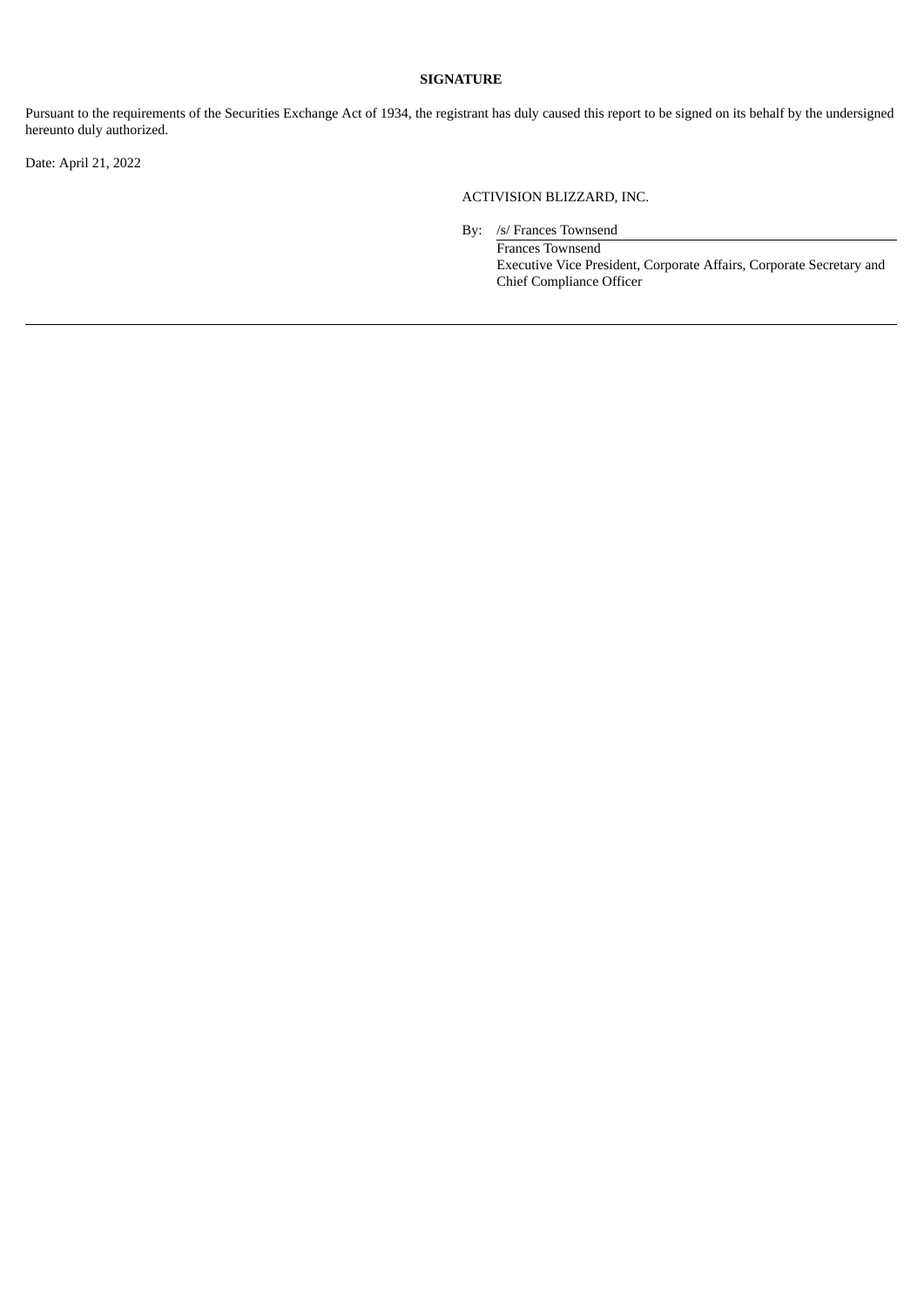**SIGNATURE**

Pursuant to the requirements of the Securities Exchange Act of 1934, the registrant has duly caused this report to be signed on its behalf by the undersigned hereunto duly authorized.

Date: April 21, 2022

ACTIVISION BLIZZARD, INC.

By: /s/ Frances Townsend

Frances Townsend
Executive Vice President, Corporate Affairs, Corporate Secretary and Chief Compliance Officer